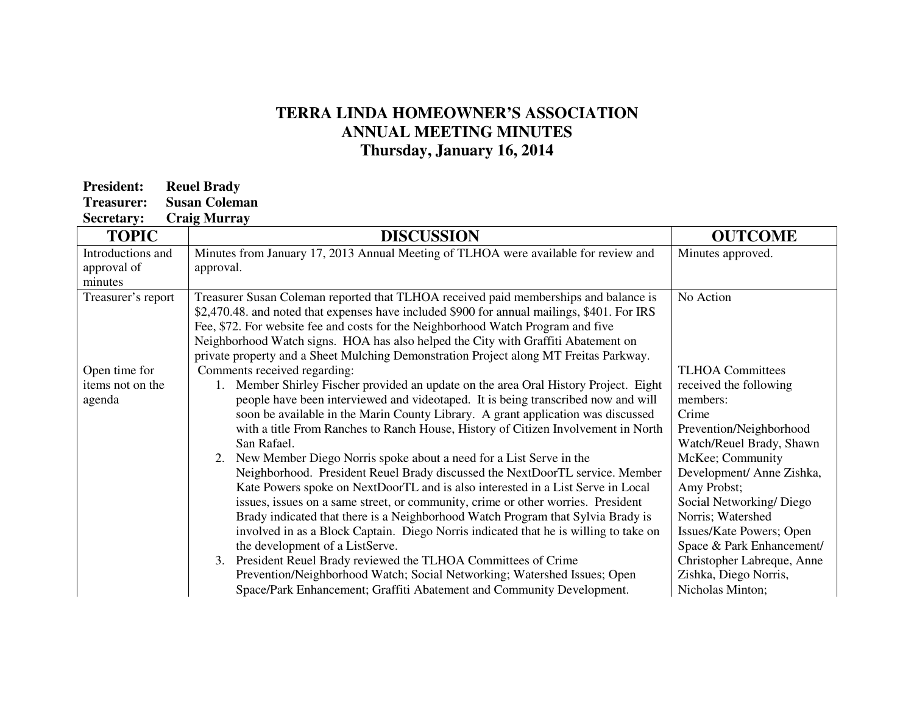# TERRA LINDA HOMEOWNER'S ASSOCIATION
# ANNUAL MEETING MINUTES
## Thursday, January 16, 2014

**President:** **Reuel Brady**
**Treasurer:** **Susan Coleman**
**Secretary:** **Craig Murray**

| TOPIC | DISCUSSION | OUTCOME |
|---|---|---|
| Introductions and approval of minutes | Minutes from January 17, 2013 Annual Meeting of TLHOA were available for review and approval. | Minutes approved. |
| Treasurer's report | Treasurer Susan Coleman reported that TLHOA received paid memberships and balance is $2,470.48. and noted that expenses have included $900 for annual mailings, $401. For IRS Fee, $72. For website fee and costs for the Neighborhood Watch Program and five Neighborhood Watch signs. HOA has also helped the City with Graffiti Abatement on private property and a Sheet Mulching Demonstration Project along MT Freitas Parkway. | No Action |
| Open time for items not on the agenda | Comments received regarding:<br>1. Member Shirley Fischer provided an update on the area Oral History Project. Eight people have been interviewed and videotaped. It is being transcribed now and will soon be available in the Marin County Library. A grant application was discussed with a title From Ranches to Ranch House, History of Citizen Involvement in North San Rafael.<br>2. New Member Diego Norris spoke about a need for a List Serve in the Neighborhood. President Reuel Brady discussed the NextDoorTL service. Member Kate Powers spoke on NextDoorTL and is also interested in a List Serve in Local issues, issues on a same street, or community, crime or other worries. President Brady indicated that there is a Neighborhood Watch Program that Sylvia Brady is involved in as a Block Captain. Diego Norris indicated that he is willing to take on the development of a ListServe.<br>3. President Reuel Brady reviewed the TLHOA Committees of Crime Prevention/Neighborhood Watch; Social Networking; Watershed Issues; Open Space/Park Enhancement; Graffiti Abatement and Community Development. | TLHOA Committees received the following members:<br>Crime Prevention/Neighborhood Watch/Reuel Brady, Shawn McKee; Community Development/ Anne Zishka, Amy Probst;<br>Social Networking/ Diego Norris; Watershed Issues/Kate Powers; Open Space & Park Enhancement/ Christopher Labreque, Anne Zishka, Diego Norris, Nicholas Minton; |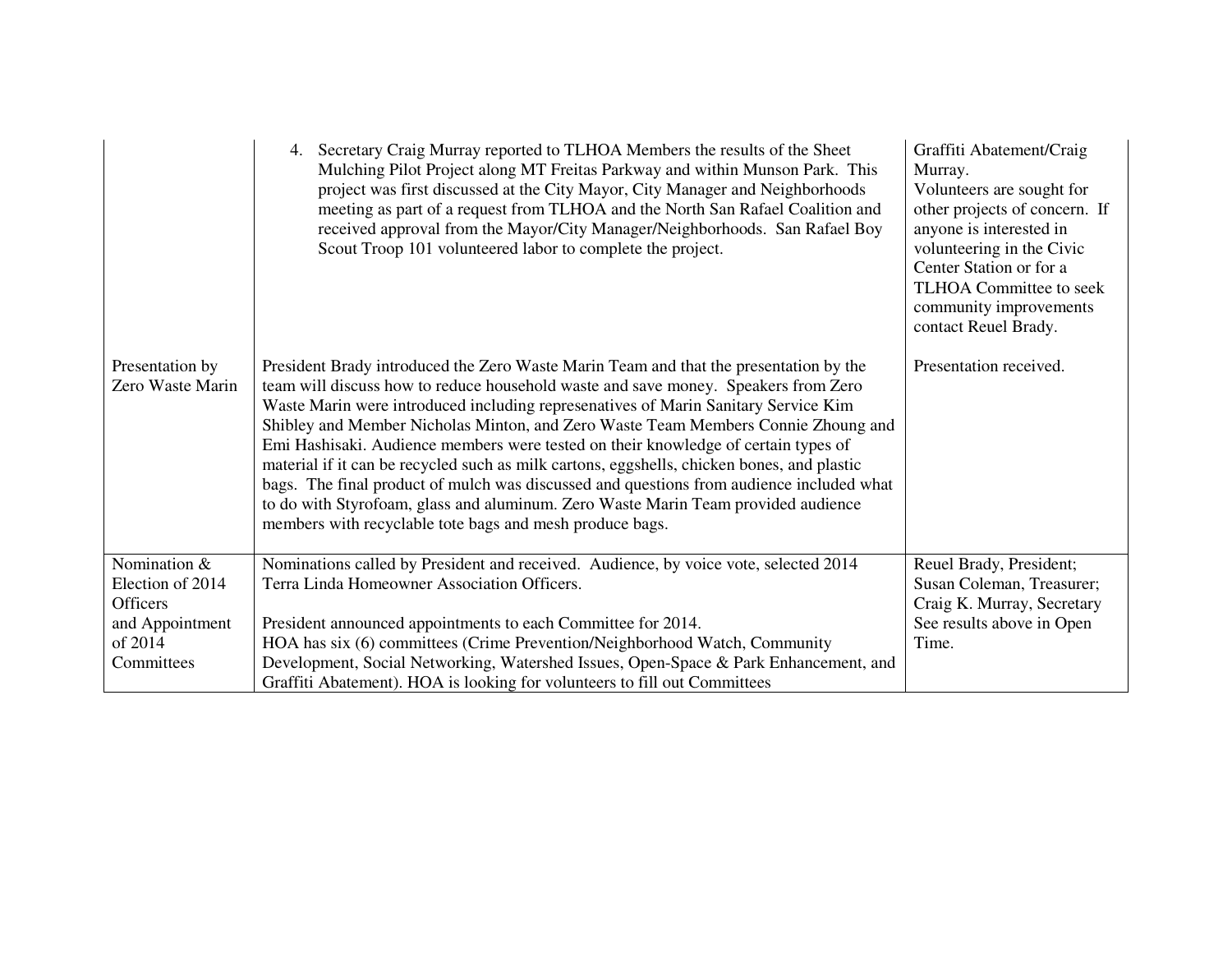| | | |
|---|---|---|
| | 4. Secretary Craig Murray reported to TLHOA Members the results of the Sheet Mulching Pilot Project along MT Freitas Parkway and within Munson Park. This project was first discussed at the City Mayor, City Manager and Neighborhoods meeting as part of a request from TLHOA and the North San Rafael Coalition and received approval from the Mayor/City Manager/Neighborhoods. San Rafael Boy Scout Troop 101 volunteered labor to complete the project. | Graffiti Abatement/Craig Murray.<br>Volunteers are sought for other projects of concern. If anyone is interested in volunteering in the Civic Center Station or for a TLHOA Committee to seek community improvements contact Reuel Brady. |
| Presentation by Zero Waste Marin | President Brady introduced the Zero Waste Marin Team and that the presentation by the team will discuss how to reduce household waste and save money. Speakers from Zero Waste Marin were introduced including represenatives of Marin Sanitary Service Kim Shibley and Member Nicholas Minton, and Zero Waste Team Members Connie Zhoung and Emi Hashisaki. Audience members were tested on their knowledge of certain types of material if it can be recycled such as milk cartons, eggshells, chicken bones, and plastic bags. The final product of mulch was discussed and questions from audience included what to do with Styrofoam, glass and aluminum. Zero Waste Marin Team provided audience members with recyclable tote bags and mesh produce bags. | Presentation received. |
| Nomination & Election of 2014 Officers and Appointment of 2014 Committees | Nominations called by President and received. Audience, by voice vote, selected 2014 Terra Linda Homeowner Association Officers.<br><br>President announced appointments to each Committee for 2014.<br>HOA has six (6) committees (Crime Prevention/Neighborhood Watch, Community Development, Social Networking, Watershed Issues, Open-Space & Park Enhancement, and Graffiti Abatement). HOA is looking for volunteers to fill out Committees | Reuel Brady, President;<br>Susan Coleman, Treasurer;<br>Craig K. Murray, Secretary<br>See results above in Open Time. |